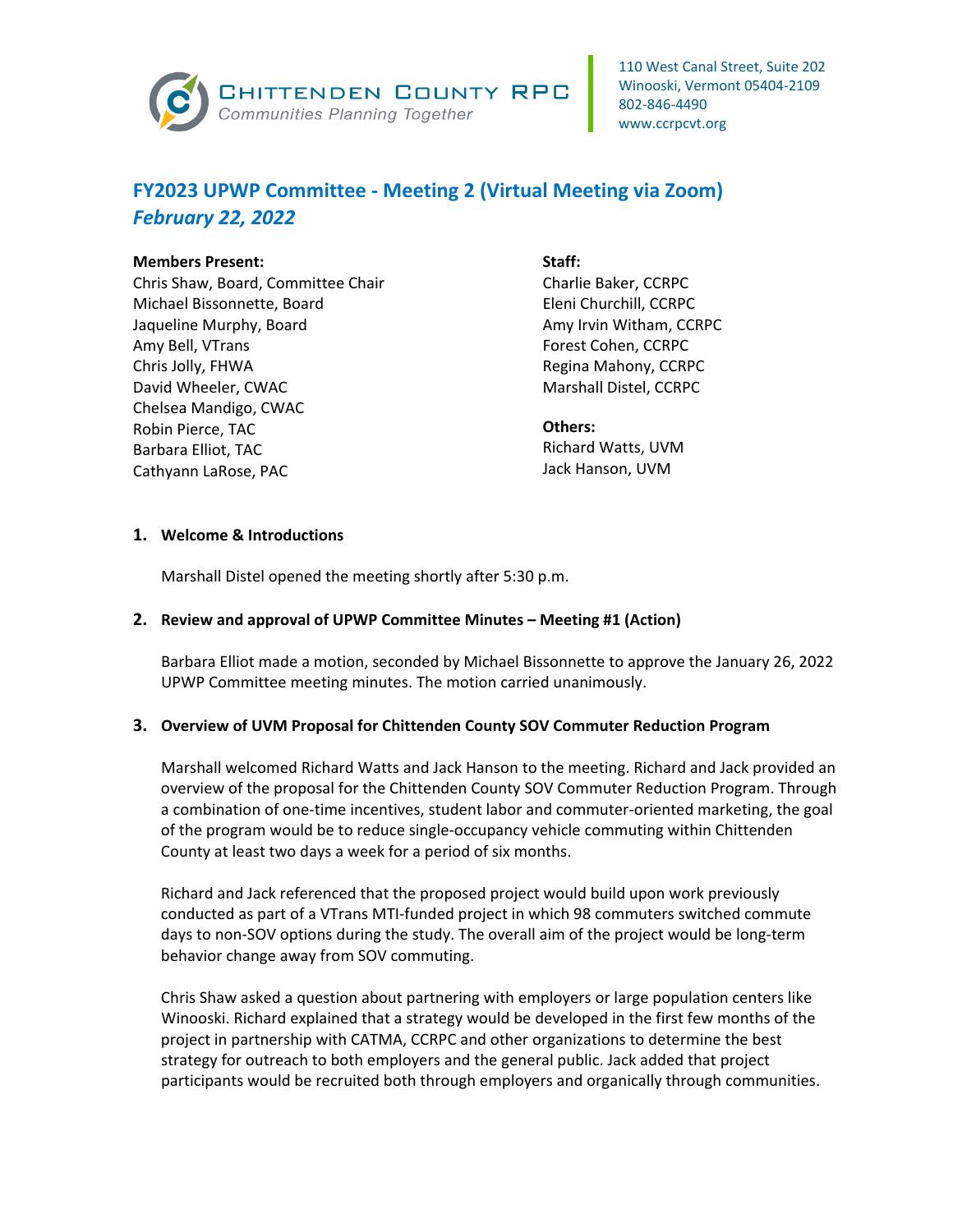CHITTENDEN COUNTY RPC
Communities Planning Together

110 West Canal Street, Suite 202
Winooski, Vermont 05404-2109
802-846-4490
www.ccrpcvt.org

# FY2023 UPWP Committee - Meeting 2 (Virtual Meeting via Zoom)
## *February 22, 2022*

**Members Present:**
Chris Shaw, Board, Committee Chair
Michael Bissonnette, Board
Jaqueline Murphy, Board
Amy Bell, VTrans
Chris Jolly, FHWA
David Wheeler, CWAC
Chelsea Mandigo, CWAC
Robin Pierce, TAC
Barbara Elliot, TAC
Cathyann LaRose, PAC

**Staff:**
Charlie Baker, CCRPC
Eleni Churchill, CCRPC
Amy Irvin Witham, CCRPC
Forest Cohen, CCRPC
Regina Mahony, CCRPC
Marshall Distel, CCRPC

**Others:**
Richard Watts, UVM
Jack Hanson, UVM

**1. Welcome & Introductions**

Marshall Distel opened the meeting shortly after 5:30 p.m.

**2. Review and approval of UPWP Committee Minutes – Meeting #1 (Action)**

Barbara Elliot made a motion, seconded by Michael Bissonnette to approve the January 26, 2022 UPWP Committee meeting minutes. The motion carried unanimously.

**3. Overview of UVM Proposal for Chittenden County SOV Commuter Reduction Program**

Marshall welcomed Richard Watts and Jack Hanson to the meeting. Richard and Jack provided an overview of the proposal for the Chittenden County SOV Commuter Reduction Program. Through a combination of one-time incentives, student labor and commuter-oriented marketing, the goal of the program would be to reduce single-occupancy vehicle commuting within Chittenden County at least two days a week for a period of six months.

Richard and Jack referenced that the proposed project would build upon work previously conducted as part of a VTrans MTI-funded project in which 98 commuters switched commute days to non-SOV options during the study. The overall aim of the project would be long-term behavior change away from SOV commuting.

Chris Shaw asked a question about partnering with employers or large population centers like Winooski. Richard explained that a strategy would be developed in the first few months of the project in partnership with CATMA, CCRPC and other organizations to determine the best strategy for outreach to both employers and the general public. Jack added that project participants would be recruited both through employers and organically through communities.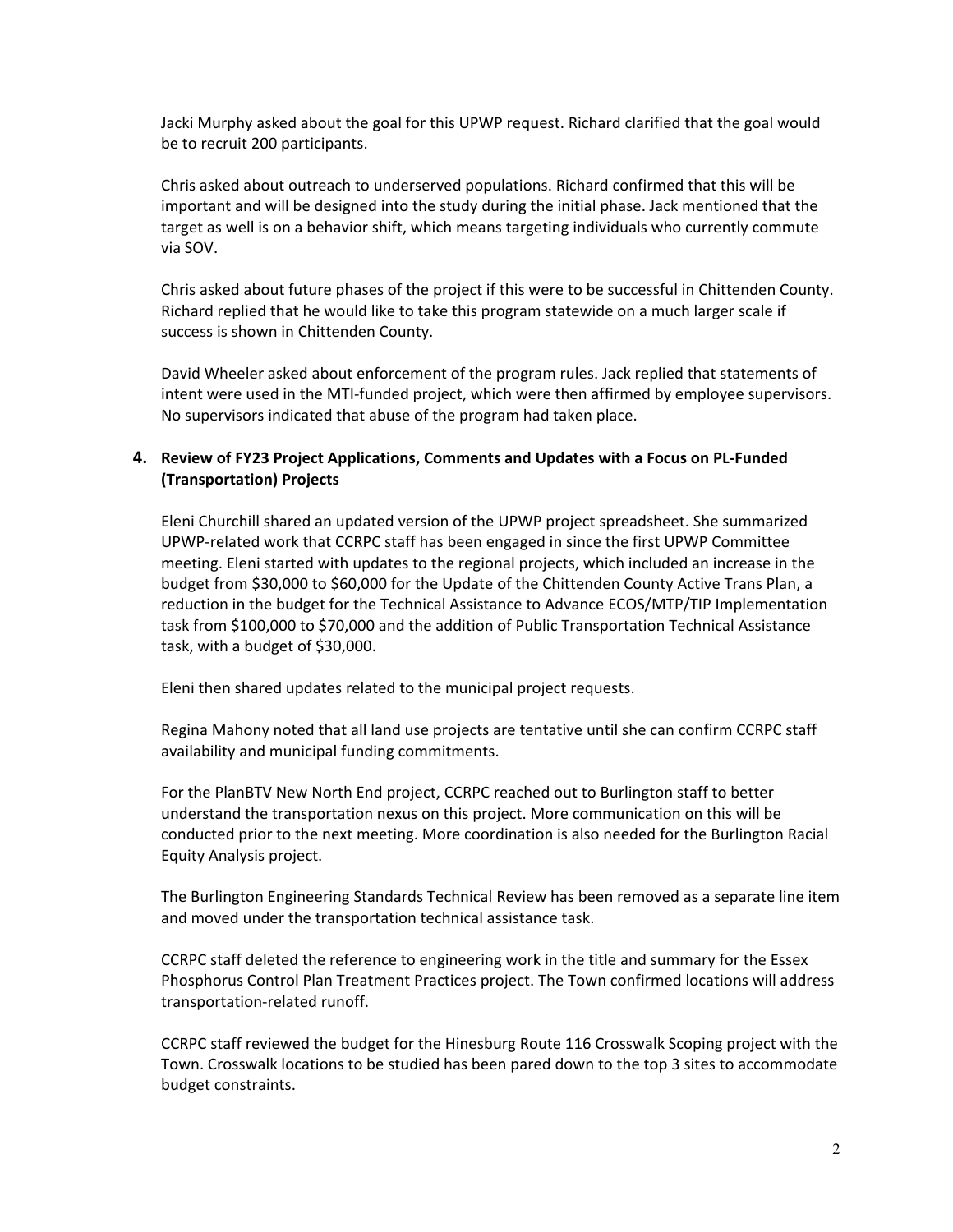Jacki Murphy asked about the goal for this UPWP request. Richard clarified that the goal would be to recruit 200 participants.

Chris asked about outreach to underserved populations. Richard confirmed that this will be important and will be designed into the study during the initial phase. Jack mentioned that the target as well is on a behavior shift, which means targeting individuals who currently commute via SOV.

Chris asked about future phases of the project if this were to be successful in Chittenden County. Richard replied that he would like to take this program statewide on a much larger scale if success is shown in Chittenden County.

David Wheeler asked about enforcement of the program rules. Jack replied that statements of intent were used in the MTI-funded project, which were then affirmed by employee supervisors. No supervisors indicated that abuse of the program had taken place.

**4. Review of FY23 Project Applications, Comments and Updates with a Focus on PL-Funded (Transportation) Projects**

Eleni Churchill shared an updated version of the UPWP project spreadsheet. She summarized UPWP-related work that CCRPC staff has been engaged in since the first UPWP Committee meeting. Eleni started with updates to the regional projects, which included an increase in the budget from $30,000 to $60,000 for the Update of the Chittenden County Active Trans Plan, a reduction in the budget for the Technical Assistance to Advance ECOS/MTP/TIP Implementation task from $100,000 to $70,000 and the addition of Public Transportation Technical Assistance task, with a budget of $30,000.

Eleni then shared updates related to the municipal project requests.

Regina Mahony noted that all land use projects are tentative until she can confirm CCRPC staff availability and municipal funding commitments.

For the PlanBTV New North End project, CCRPC reached out to Burlington staff to better understand the transportation nexus on this project. More communication on this will be conducted prior to the next meeting. More coordination is also needed for the Burlington Racial Equity Analysis project.

The Burlington Engineering Standards Technical Review has been removed as a separate line item and moved under the transportation technical assistance task.

CCRPC staff deleted the reference to engineering work in the title and summary for the Essex Phosphorus Control Plan Treatment Practices project. The Town confirmed locations will address transportation-related runoff.

CCRPC staff reviewed the budget for the Hinesburg Route 116 Crosswalk Scoping project with the Town. Crosswalk locations to be studied has been pared down to the top 3 sites to accommodate budget constraints.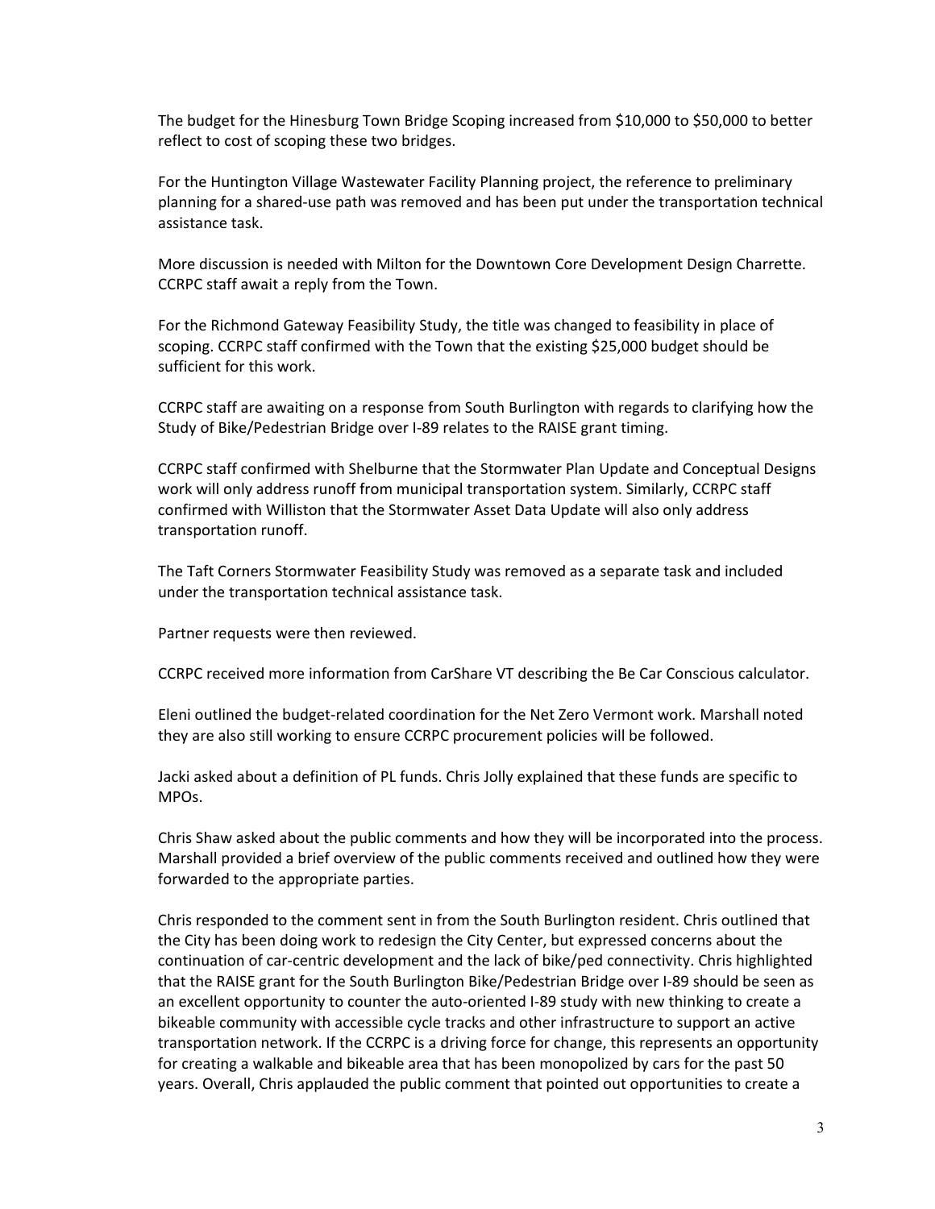The budget for the Hinesburg Town Bridge Scoping increased from $10,000 to $50,000 to better reflect to cost of scoping these two bridges.

For the Huntington Village Wastewater Facility Planning project, the reference to preliminary planning for a shared-use path was removed and has been put under the transportation technical assistance task.

More discussion is needed with Milton for the Downtown Core Development Design Charrette. CCRPC staff await a reply from the Town.

For the Richmond Gateway Feasibility Study, the title was changed to feasibility in place of scoping. CCRPC staff confirmed with the Town that the existing $25,000 budget should be sufficient for this work.

CCRPC staff are awaiting on a response from South Burlington with regards to clarifying how the Study of Bike/Pedestrian Bridge over I-89 relates to the RAISE grant timing.

CCRPC staff confirmed with Shelburne that the Stormwater Plan Update and Conceptual Designs work will only address runoff from municipal transportation system. Similarly, CCRPC staff confirmed with Williston that the Stormwater Asset Data Update will also only address transportation runoff.

The Taft Corners Stormwater Feasibility Study was removed as a separate task and included under the transportation technical assistance task.

Partner requests were then reviewed.

CCRPC received more information from CarShare VT describing the Be Car Conscious calculator.

Eleni outlined the budget-related coordination for the Net Zero Vermont work. Marshall noted they are also still working to ensure CCRPC procurement policies will be followed.

Jacki asked about a definition of PL funds. Chris Jolly explained that these funds are specific to MPOs.

Chris Shaw asked about the public comments and how they will be incorporated into the process. Marshall provided a brief overview of the public comments received and outlined how they were forwarded to the appropriate parties.

Chris responded to the comment sent in from the South Burlington resident. Chris outlined that the City has been doing work to redesign the City Center, but expressed concerns about the continuation of car-centric development and the lack of bike/ped connectivity. Chris highlighted that the RAISE grant for the South Burlington Bike/Pedestrian Bridge over I-89 should be seen as an excellent opportunity to counter the auto-oriented I-89 study with new thinking to create a bikeable community with accessible cycle tracks and other infrastructure to support an active transportation network. If the CCRPC is a driving force for change, this represents an opportunity for creating a walkable and bikeable area that has been monopolized by cars for the past 50 years. Overall, Chris applauded the public comment that pointed out opportunities to create a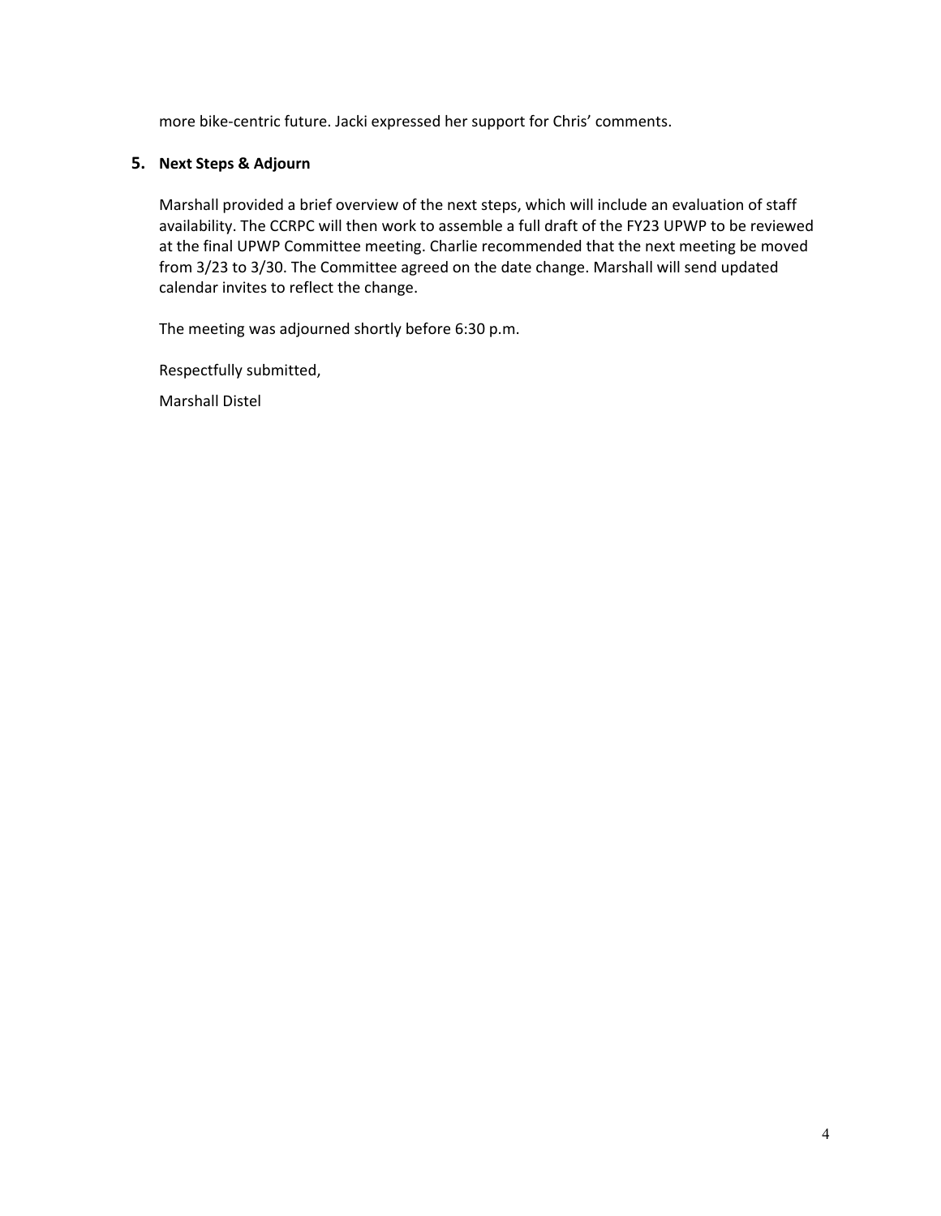more bike-centric future. Jacki expressed her support for Chris' comments.

## 5. Next Steps & Adjourn

Marshall provided a brief overview of the next steps, which will include an evaluation of staff availability. The CCRPC will then work to assemble a full draft of the FY23 UPWP to be reviewed at the final UPWP Committee meeting. Charlie recommended that the next meeting be moved from 3/23 to 3/30. The Committee agreed on the date change. Marshall will send updated calendar invites to reflect the change.

The meeting was adjourned shortly before 6:30 p.m.

Respectfully submitted,

Marshall Distel